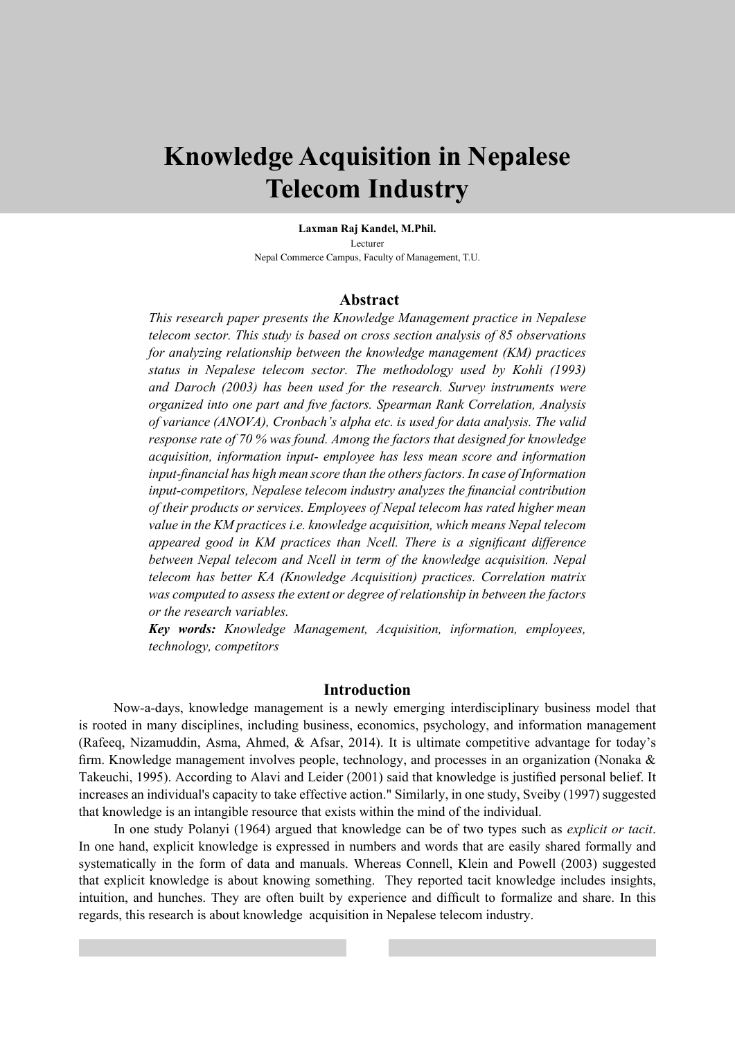# Knowledge Acquisition in Nepalese Telecom Industry

**Laxman Raj Kandel, M.Phil.**
Lecturer
Nepal Commerce Campus, Faculty of Management, T.U.

## Abstract

*This research paper presents the Knowledge Management practice in Nepalese telecom sector. This study is based on cross section analysis of 85 observations for analyzing relationship between the knowledge management (KM) practices status in Nepalese telecom sector. The methodology used by Kohli (1993) and Daroch (2003) has been used for the research. Survey instruments were organized into one part and five factors. Spearman Rank Correlation, Analysis of variance (ANOVA), Cronbach's alpha etc. is used for data analysis. The valid response rate of 70 % was found. Among the factors that designed for knowledge acquisition, information input- employee has less mean score and information input-financial has high mean score than the others factors. In case of Information input-competitors, Nepalese telecom industry analyzes the financial contribution of their products or services. Employees of Nepal telecom has rated higher mean value in the KM practices i.e. knowledge acquisition, which means Nepal telecom appeared good in KM practices than Ncell. There is a significant difference between Nepal telecom and Ncell in term of the knowledge acquisition. Nepal telecom has better KA (Knowledge Acquisition) practices. Correlation matrix was computed to assess the extent or degree of relationship in between the factors or the research variables.*

***Key words:*** *Knowledge Management, Acquisition, information, employees, technology, competitors*

## Introduction

Now-a-days, knowledge management is a newly emerging interdisciplinary business model that is rooted in many disciplines, including business, economics, psychology, and information management (Rafeeq, Nizamuddin, Asma, Ahmed, & Afsar, 2014). It is ultimate competitive advantage for today's firm. Knowledge management involves people, technology, and processes in an organization (Nonaka & Takeuchi, 1995). According to Alavi and Leider (2001) said that knowledge is justified personal belief. It increases an individual's capacity to take effective action." Similarly, in one study, Sveiby (1997) suggested that knowledge is an intangible resource that exists within the mind of the individual.

In one study Polanyi (1964) argued that knowledge can be of two types such as *explicit or tacit*. In one hand, explicit knowledge is expressed in numbers and words that are easily shared formally and systematically in the form of data and manuals. Whereas Connell, Klein and Powell (2003) suggested that explicit knowledge is about knowing something. They reported tacit knowledge includes insights, intuition, and hunches. They are often built by experience and difficult to formalize and share. In this regards, this research is about knowledge acquisition in Nepalese telecom industry.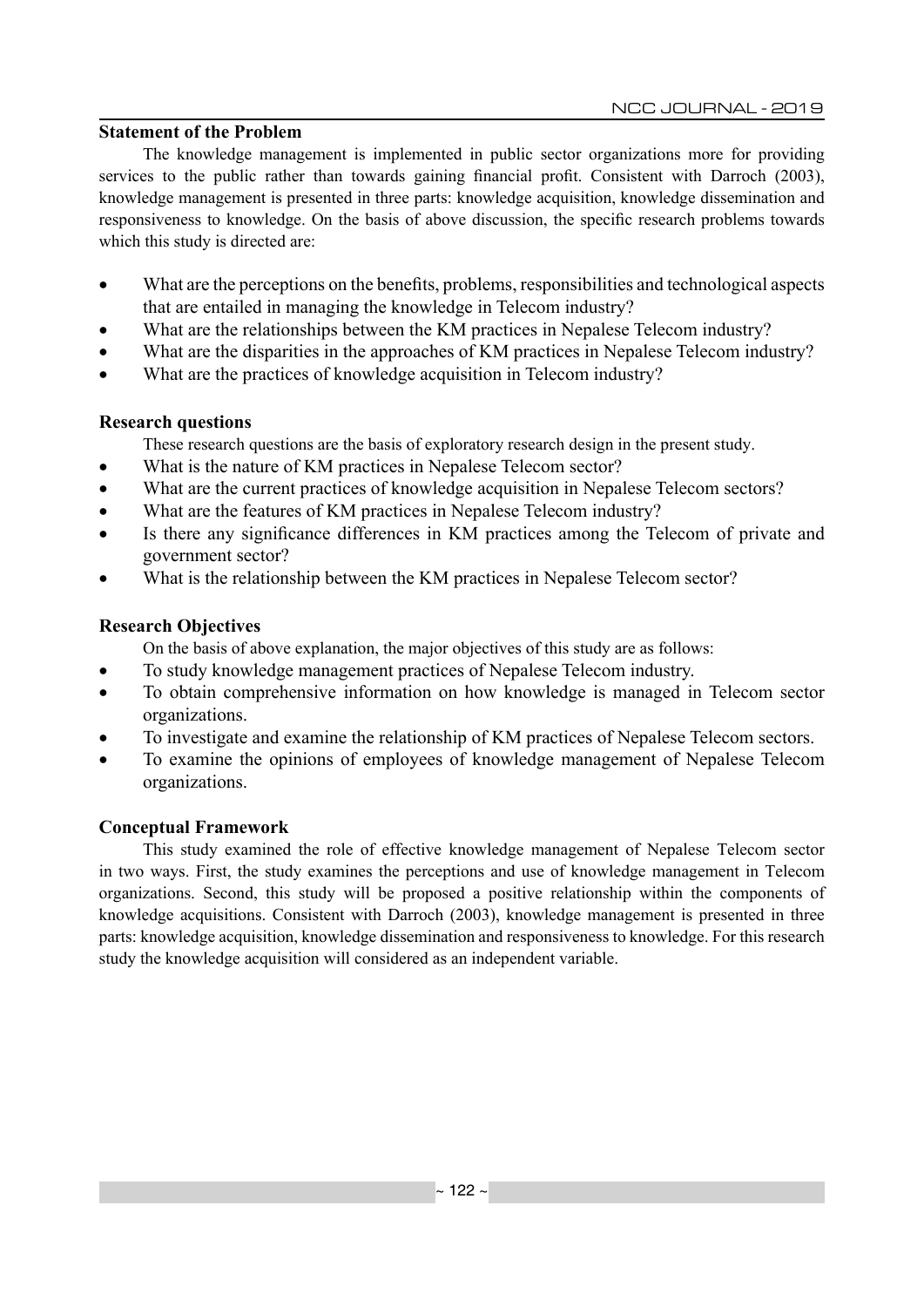## Statement of the Problem

The knowledge management is implemented in public sector organizations more for providing services to the public rather than towards gaining financial profit. Consistent with Darroch (2003), knowledge management is presented in three parts: knowledge acquisition, knowledge dissemination and responsiveness to knowledge. On the basis of above discussion, the specific research problems towards which this study is directed are:

- What are the perceptions on the benefits, problems, responsibilities and technological aspects that are entailed in managing the knowledge in Telecom industry?
- What are the relationships between the KM practices in Nepalese Telecom industry?
- What are the disparities in the approaches of KM practices in Nepalese Telecom industry?
- What are the practices of knowledge acquisition in Telecom industry?

## Research questions

These research questions are the basis of exploratory research design in the present study.

- What is the nature of KM practices in Nepalese Telecom sector?
- What are the current practices of knowledge acquisition in Nepalese Telecom sectors?
- What are the features of KM practices in Nepalese Telecom industry?
- Is there any significance differences in KM practices among the Telecom of private and government sector?
- What is the relationship between the KM practices in Nepalese Telecom sector?

## Research Objectives

On the basis of above explanation, the major objectives of this study are as follows:

- To study knowledge management practices of Nepalese Telecom industry.
- To obtain comprehensive information on how knowledge is managed in Telecom sector organizations.
- To investigate and examine the relationship of KM practices of Nepalese Telecom sectors.
- To examine the opinions of employees of knowledge management of Nepalese Telecom organizations.

## Conceptual Framework

This study examined the role of effective knowledge management of Nepalese Telecom sector in two ways. First, the study examines the perceptions and use of knowledge management in Telecom organizations. Second, this study will be proposed a positive relationship within the components of knowledge acquisitions. Consistent with Darroch (2003), knowledge management is presented in three parts: knowledge acquisition, knowledge dissemination and responsiveness to knowledge. For this research study the knowledge acquisition will considered as an independent variable.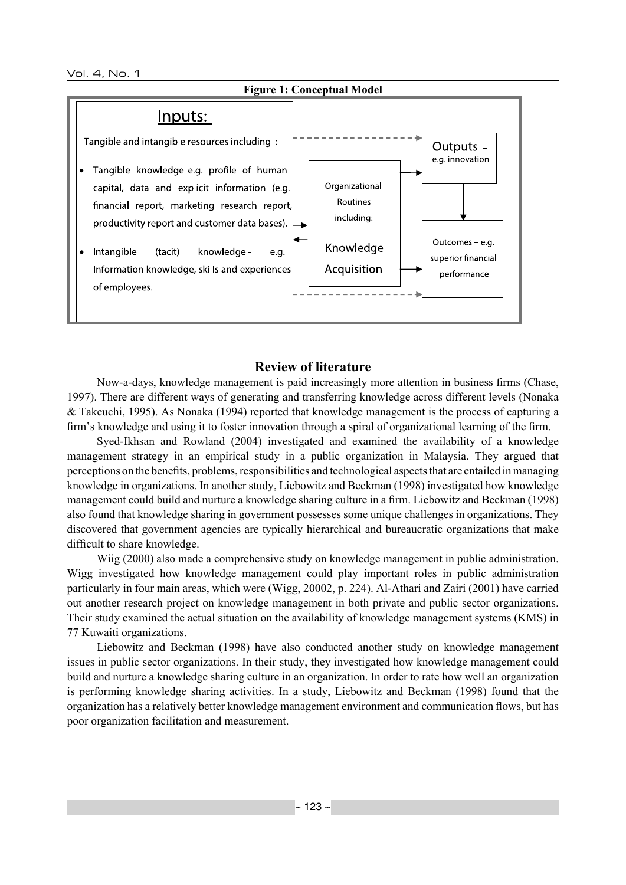**Figure 1: Conceptual Model**

Inputs:

Tangible and intangible resources including :

- Tangible knowledge-e.g. profile of human capital, data and explicit information (e.g. financial report, marketing research report, productivity report and customer data bases).
- Intangible (tacit) knowledge - e.g. Information knowledge, skills and experiences of employees.

Organizational Routines including:

Knowledge Acquisition

Outputs – e.g. innovation

Outcomes – e.g. superior financial performance

## Review of literature

Now-a-days, knowledge management is paid increasingly more attention in business firms (Chase, 1997). There are different ways of generating and transferring knowledge across different levels (Nonaka & Takeuchi, 1995). As Nonaka (1994) reported that knowledge management is the process of capturing a firm's knowledge and using it to foster innovation through a spiral of organizational learning of the firm.

Syed-Ikhsan and Rowland (2004) investigated and examined the availability of a knowledge management strategy in an empirical study in a public organization in Malaysia. They argued that perceptions on the benefits, problems, responsibilities and technological aspects that are entailed in managing knowledge in organizations. In another study, Liebowitz and Beckman (1998) investigated how knowledge management could build and nurture a knowledge sharing culture in a firm. Liebowitz and Beckman (1998) also found that knowledge sharing in government possesses some unique challenges in organizations. They discovered that government agencies are typically hierarchical and bureaucratic organizations that make difficult to share knowledge.

Wiig (2000) also made a comprehensive study on knowledge management in public administration. Wigg investigated how knowledge management could play important roles in public administration particularly in four main areas, which were (Wigg, 20002, p. 224). Al-Athari and Zairi (2001) have carried out another research project on knowledge management in both private and public sector organizations. Their study examined the actual situation on the availability of knowledge management systems (KMS) in 77 Kuwaiti organizations.

Liebowitz and Beckman (1998) have also conducted another study on knowledge management issues in public sector organizations. In their study, they investigated how knowledge management could build and nurture a knowledge sharing culture in an organization. In order to rate how well an organization is performing knowledge sharing activities. In a study, Liebowitz and Beckman (1998) found that the organization has a relatively better knowledge management environment and communication flows, but has poor organization facilitation and measurement.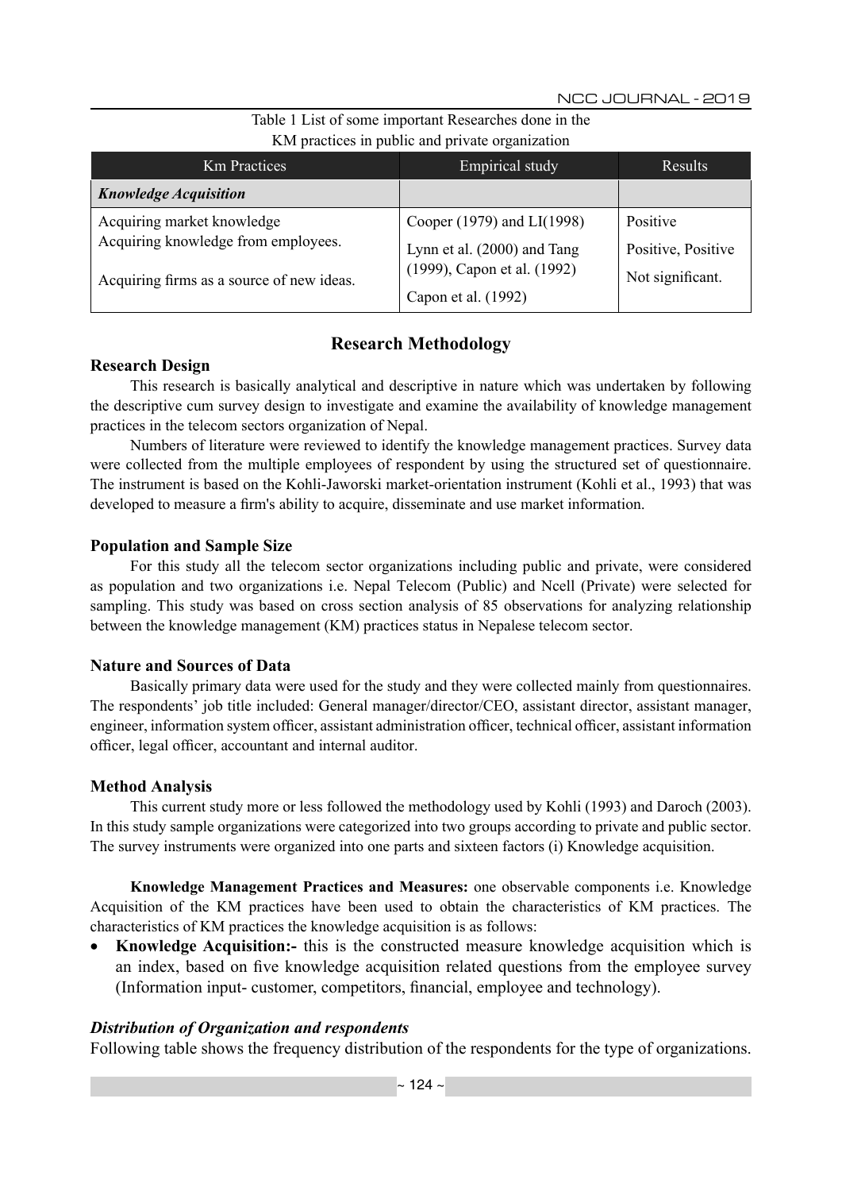Table 1 List of some important Researches done in the KM practices in public and private organization

| Km Practices | Empirical study | Results |
|---|---|---|
| ***Knowledge Acquisition*** | | |
| Acquiring market knowledge<br>Acquiring knowledge from employees.<br><br>Acquiring firms as a source of new ideas. | Cooper (1979) and LI(1998)<br>Lynn et al. (2000) and Tang (1999), Capon et al. (1992)<br>Capon et al. (1992) | Positive<br>Positive, Positive<br>Not significant. |

## Research Methodology

### Research Design

This research is basically analytical and descriptive in nature which was undertaken by following the descriptive cum survey design to investigate and examine the availability of knowledge management practices in the telecom sectors organization of Nepal.

Numbers of literature were reviewed to identify the knowledge management practices. Survey data were collected from the multiple employees of respondent by using the structured set of questionnaire. The instrument is based on the Kohli-Jaworski market-orientation instrument (Kohli et al., 1993) that was developed to measure a firm's ability to acquire, disseminate and use market information.

### Population and Sample Size

For this study all the telecom sector organizations including public and private, were considered as population and two organizations i.e. Nepal Telecom (Public) and Ncell (Private) were selected for sampling. This study was based on cross section analysis of 85 observations for analyzing relationship between the knowledge management (KM) practices status in Nepalese telecom sector.

### Nature and Sources of Data

Basically primary data were used for the study and they were collected mainly from questionnaires. The respondents' job title included: General manager/director/CEO, assistant director, assistant manager, engineer, information system officer, assistant administration officer, technical officer, assistant information officer, legal officer, accountant and internal auditor.

### Method Analysis

This current study more or less followed the methodology used by Kohli (1993) and Daroch (2003). In this study sample organizations were categorized into two groups according to private and public sector. The survey instruments were organized into one parts and sixteen factors (i) Knowledge acquisition.

**Knowledge Management Practices and Measures:** one observable components i.e. Knowledge Acquisition of the KM practices have been used to obtain the characteristics of KM practices. The characteristics of KM practices the knowledge acquisition is as follows:

- **Knowledge Acquisition:-** this is the constructed measure knowledge acquisition which is an index, based on five knowledge acquisition related questions from the employee survey (Information input- customer, competitors, financial, employee and technology).

### *Distribution of Organization and respondents*

Following table shows the frequency distribution of the respondents for the type of organizations.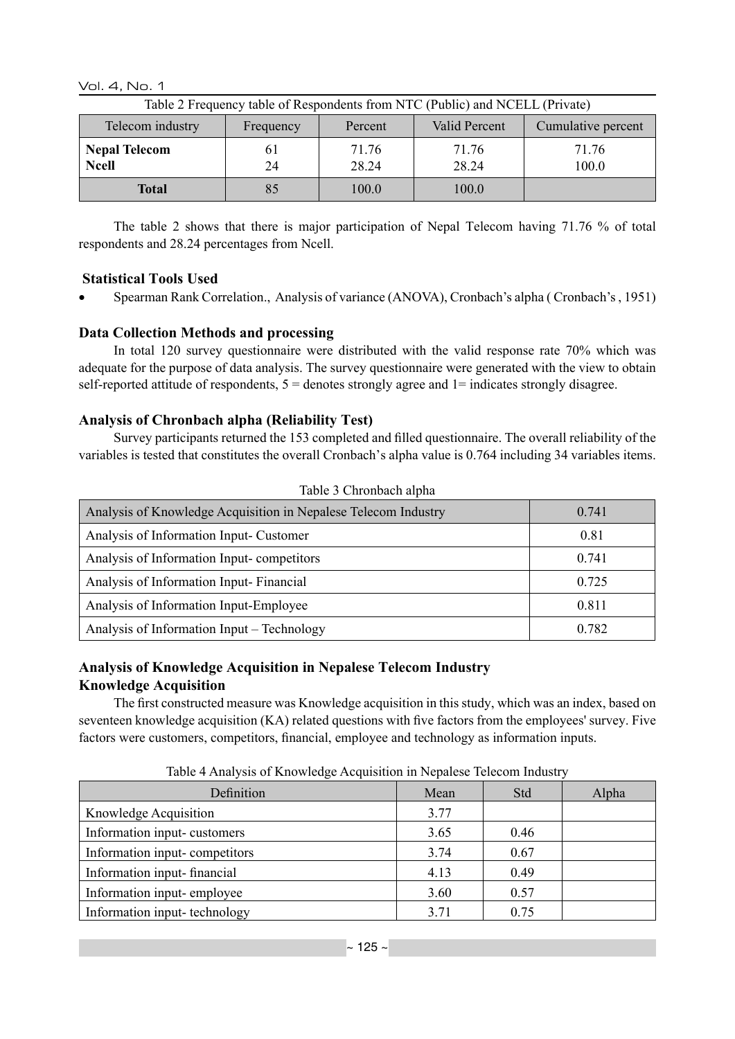Table 2 Frequency table of Respondents from NTC (Public) and NCELL (Private)

| Telecom industry | Frequency | Percent | Valid Percent | Cumulative percent |
|---|---|---|---|---|
| **Nepal Telecom** | 61 | 71.76 | 71.76 | 71.76 |
| **Ncell** | 24 | 28.24 | 28.24 | 100.0 |
| **Total** | 85 | 100.0 | 100.0 | |

The table 2 shows that there is major participation of Nepal Telecom having 71.76 % of total respondents and 28.24 percentages from Ncell.

### Statistical Tools Used

- Spearman Rank Correlation., Analysis of variance (ANOVA), Cronbach's alpha ( Cronbach's , 1951)

### Data Collection Methods and processing

In total 120 survey questionnaire were distributed with the valid response rate 70% which was adequate for the purpose of data analysis. The survey questionnaire were generated with the view to obtain self-reported attitude of respondents, 5 = denotes strongly agree and 1= indicates strongly disagree.

### Analysis of Chronbach alpha (Reliability Test)

Survey participants returned the 153 completed and filled questionnaire. The overall reliability of the variables is tested that constitutes the overall Cronbach's alpha value is 0.764 including 34 variables items.

Table 3 Chronbach alpha

| Analysis of Knowledge Acquisition in Nepalese Telecom Industry | 0.741 |
|---|---|
| Analysis of Information Input- Customer | 0.81 |
| Analysis of Information Input- competitors | 0.741 |
| Analysis of Information Input- Financial | 0.725 |
| Analysis of Information Input-Employee | 0.811 |
| Analysis of Information Input – Technology | 0.782 |

### Analysis of Knowledge Acquisition in Nepalese Telecom Industry

### Knowledge Acquisition

The first constructed measure was Knowledge acquisition in this study, which was an index, based on seventeen knowledge acquisition (KA) related questions with five factors from the employees' survey. Five factors were customers, competitors, financial, employee and technology as information inputs.

Table 4 Analysis of Knowledge Acquisition in Nepalese Telecom Industry

| Definition | Mean | Std | Alpha |
|---|---|---|---|
| Knowledge Acquisition | 3.77 | | |
| Information input- customers | 3.65 | 0.46 | |
| Information input- competitors | 3.74 | 0.67 | |
| Information input- financial | 4.13 | 0.49 | |
| Information input- employee | 3.60 | 0.57 | |
| Information input- technology | 3.71 | 0.75 | |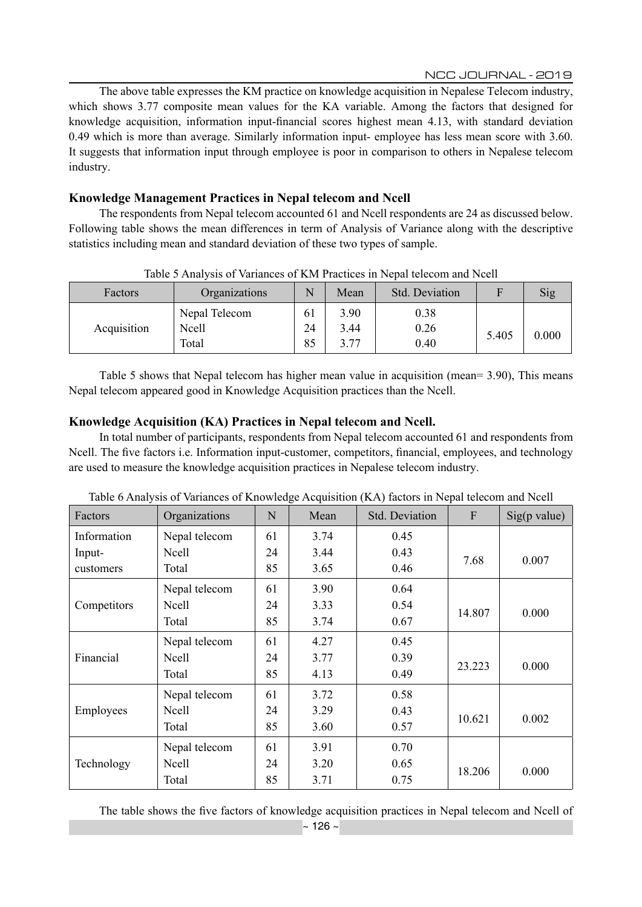The above table expresses the KM practice on knowledge acquisition in Nepalese Telecom industry, which shows 3.77 composite mean values for the KA variable. Among the factors that designed for knowledge acquisition, information input-financial scores highest mean 4.13, with standard deviation 0.49 which is more than average. Similarly information input- employee has less mean score with 3.60. It suggests that information input through employee is poor in comparison to others in Nepalese telecom industry.

### Knowledge Management Practices in Nepal telecom and Ncell

The respondents from Nepal telecom accounted 61 and Ncell respondents are 24 as discussed below. Following table shows the mean differences in term of Analysis of Variance along with the descriptive statistics including mean and standard deviation of these two types of sample.

Table 5 Analysis of Variances of KM Practices in Nepal telecom and Ncell

| Factors | Organizations | N | Mean | Std. Deviation | F | Sig |
|---|---|---|---|---|---|---|
| Acquisition | Nepal Telecom<br>Ncell<br>Total | 61<br>24<br>85 | 3.90<br>3.44<br>3.77 | 0.38<br>0.26<br>0.40 | 5.405 | 0.000 |

Table 5 shows that Nepal telecom has higher mean value in acquisition (mean= 3.90), This means Nepal telecom appeared good in Knowledge Acquisition practices than the Ncell.

### Knowledge Acquisition (KA) Practices in Nepal telecom and Ncell.

In total number of participants, respondents from Nepal telecom accounted 61 and respondents from Ncell. The five factors i.e. Information input-customer, competitors, financial, employees, and technology are used to measure the knowledge acquisition practices in Nepalese telecom industry.

Table 6 Analysis of Variances of Knowledge Acquisition (KA) factors in Nepal telecom and Ncell

| Factors | Organizations | N | Mean | Std. Deviation | F | Sig(p value) |
|---|---|---|---|---|---|---|
| Information Input- customers | Nepal telecom<br>Ncell<br>Total | 61<br>24<br>85 | 3.74<br>3.44<br>3.65 | 0.45<br>0.43<br>0.46 | 7.68 | 0.007 |
| Competitors | Nepal telecom<br>Ncell<br>Total | 61<br>24<br>85 | 3.90<br>3.33<br>3.74 | 0.64<br>0.54<br>0.67 | 14.807 | 0.000 |
| Financial | Nepal telecom<br>Ncell<br>Total | 61<br>24<br>85 | 4.27<br>3.77<br>4.13 | 0.45<br>0.39<br>0.49 | 23.223 | 0.000 |
| Employees | Nepal telecom<br>Ncell<br>Total | 61<br>24<br>85 | 3.72<br>3.29<br>3.60 | 0.58<br>0.43<br>0.57 | 10.621 | 0.002 |
| Technology | Nepal telecom<br>Ncell<br>Total | 61<br>24<br>85 | 3.91<br>3.20<br>3.71 | 0.70<br>0.65<br>0.75 | 18.206 | 0.000 |

The table shows the five factors of knowledge acquisition practices in Nepal telecom and Ncell of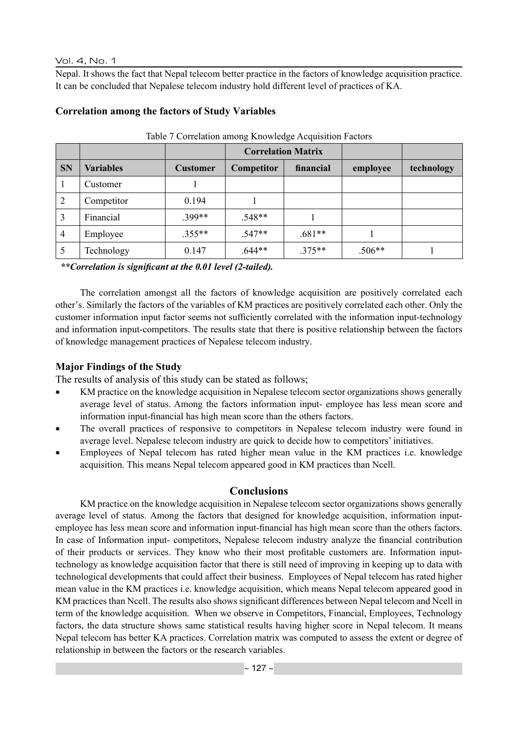Nepal. It shows the fact that Nepal telecom better practice in the factors of knowledge acquisition practice. It can be concluded that Nepalese telecom industry hold different level of practices of KA.

### Correlation among the factors of Study Variables

Table 7 Correlation among Knowledge Acquisition Factors

| | | | Correlation Matrix | | | |
|---|---|---|---|---|---|---|
| **SN** | **Variables** | **Customer** | **Competitor** | **financial** | **employee** | **technology** |
| 1 | Customer | 1 | | | | |
| 2 | Competitor | 0.194 | 1 | | | |
| 3 | Financial | .399** | .548** | 1 | | |
| 4 | Employee | .355** | .547** | .681** | 1 | |
| 5 | Technology | 0.147 | .644** | .375** | .506** | 1 |

***\*\*Correlation is significant at the 0.01 level (2-tailed).***

The correlation amongst all the factors of knowledge acquisition are positively correlated each other's. Similarly the factors of the variables of KM practices are positively correlated each other. Only the customer information input factor seems not sufficiently correlated with the information input-technology and information input-competitors. The results state that there is positive relationship between the factors of knowledge management practices of Nepalese telecom industry.

### Major Findings of the Study

The results of analysis of this study can be stated as follows;

- KM practice on the knowledge acquisition in Nepalese telecom sector organizations shows generally average level of status. Among the factors information input- employee has less mean score and information input-financial has high mean score than the others factors.
- The overall practices of responsive to competitors in Nepalese telecom industry were found in average level. Nepalese telecom industry are quick to decide how to competitors' initiatives.
- Employees of Nepal telecom has rated higher mean value in the KM practices i.e. knowledge acquisition. This means Nepal telecom appeared good in KM practices than Ncell.

## Conclusions

KM practice on the knowledge acquisition in Nepalese telecom sector organizations shows generally average level of status. Among the factors that designed for knowledge acquisition, information input-employee has less mean score and information input-financial has high mean score than the others factors. In case of Information input- competitors, Nepalese telecom industry analyze the financial contribution of their products or services. They know who their most profitable customers are. Information input-technology as knowledge acquisition factor that there is still need of improving in keeping up to data with technological developments that could affect their business. Employees of Nepal telecom has rated higher mean value in the KM practices i.e. knowledge acquisition, which means Nepal telecom appeared good in KM practices than Ncell. The results also shows significant differences between Nepal telecom and Ncell in term of the knowledge acquisition. When we observe in Competitors, Financial, Employees, Technology factors, the data structure shows same statistical results having higher score in Nepal telecom. It means Nepal telecom has better KA practices. Correlation matrix was computed to assess the extent or degree of relationship in between the factors or the research variables.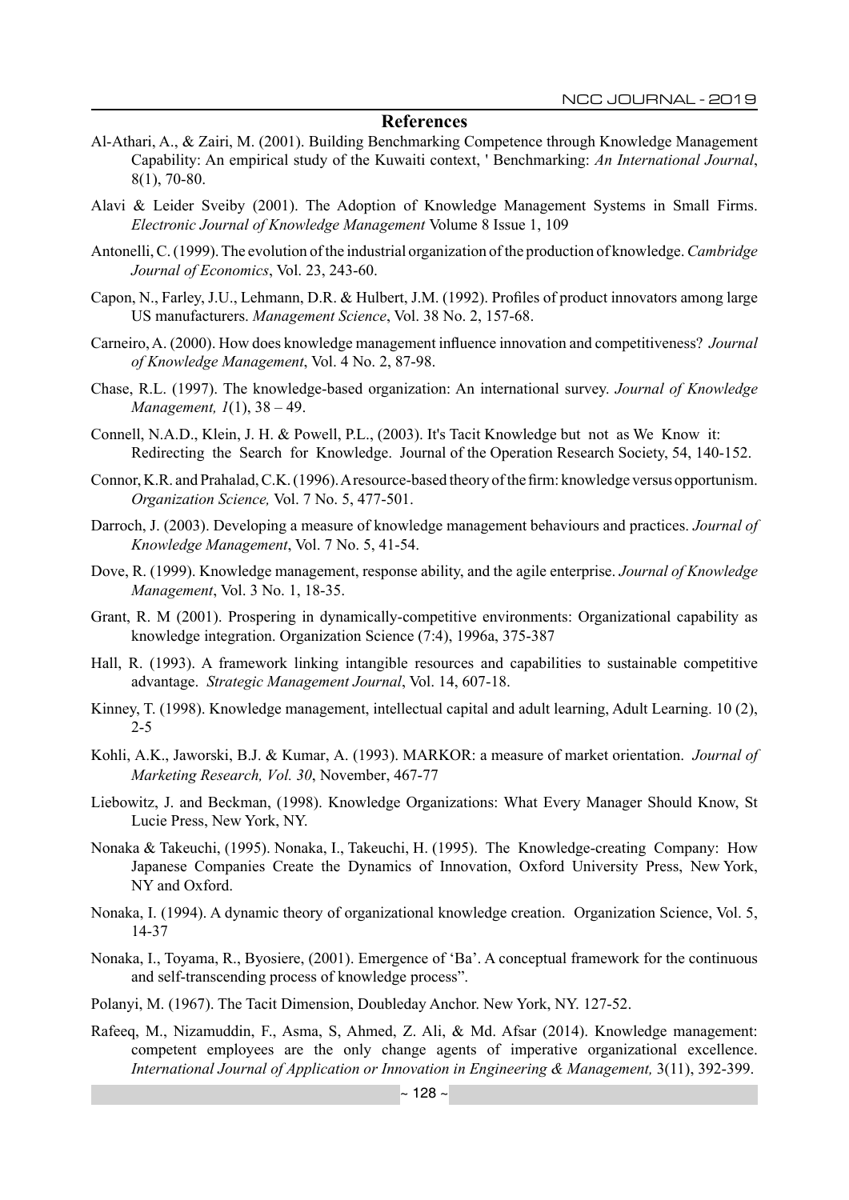## References

Al-Athari, A., & Zairi, M. (2001). Building Benchmarking Competence through Knowledge Management Capability: An empirical study of the Kuwaiti context, ' Benchmarking: *An International Journal*, 8(1), 70-80.

Alavi & Leider Sveiby (2001). The Adoption of Knowledge Management Systems in Small Firms. *Electronic Journal of Knowledge Management* Volume 8 Issue 1, 109

Antonelli, C. (1999). The evolution of the industrial organization of the production of knowledge. *Cambridge Journal of Economics*, Vol. 23, 243-60.

Capon, N., Farley, J.U., Lehmann, D.R. & Hulbert, J.M. (1992). Profiles of product innovators among large US manufacturers. *Management Science*, Vol. 38 No. 2, 157-68.

Carneiro, A. (2000). How does knowledge management influence innovation and competitiveness? *Journal of Knowledge Management*, Vol. 4 No. 2, 87-98.

Chase, R.L. (1997). The knowledge-based organization: An international survey. *Journal of Knowledge Management, 1*(1), 38 – 49.

Connell, N.A.D., Klein, J. H. & Powell, P.L., (2003). It's Tacit Knowledge but not as We Know it: Redirecting the Search for Knowledge. Journal of the Operation Research Society, 54, 140-152.

Connor, K.R. and Prahalad, C.K. (1996). A resource-based theory of the firm: knowledge versus opportunism. *Organization Science,* Vol. 7 No. 5, 477-501.

Darroch, J. (2003). Developing a measure of knowledge management behaviours and practices. *Journal of Knowledge Management*, Vol. 7 No. 5, 41-54.

Dove, R. (1999). Knowledge management, response ability, and the agile enterprise. *Journal of Knowledge Management*, Vol. 3 No. 1, 18-35.

Grant, R. M (2001). Prospering in dynamically-competitive environments: Organizational capability as knowledge integration. Organization Science (7:4), 1996a, 375-387

Hall, R. (1993). A framework linking intangible resources and capabilities to sustainable competitive advantage. *Strategic Management Journal*, Vol. 14, 607-18.

Kinney, T. (1998). Knowledge management, intellectual capital and adult learning, Adult Learning. 10 (2), 2-5

Kohli, A.K., Jaworski, B.J. & Kumar, A. (1993). MARKOR: a measure of market orientation. *Journal of Marketing Research, Vol. 30*, November, 467-77

Liebowitz, J. and Beckman, (1998). Knowledge Organizations: What Every Manager Should Know, St Lucie Press, New York, NY.

Nonaka & Takeuchi, (1995). Nonaka, I., Takeuchi, H. (1995). The Knowledge-creating Company: How Japanese Companies Create the Dynamics of Innovation, Oxford University Press, New York, NY and Oxford.

Nonaka, I. (1994). A dynamic theory of organizational knowledge creation. Organization Science, Vol. 5, 14-37

Nonaka, I., Toyama, R., Byosiere, (2001). Emergence of 'Ba'. A conceptual framework for the continuous and self-transcending process of knowledge process".

Polanyi, M. (1967). The Tacit Dimension, Doubleday Anchor. New York, NY. 127-52.

Rafeeq, M., Nizamuddin, F., Asma, S, Ahmed, Z. Ali, & Md. Afsar (2014). Knowledge management: competent employees are the only change agents of imperative organizational excellence. *International Journal of Application or Innovation in Engineering & Management,* 3(11), 392-399.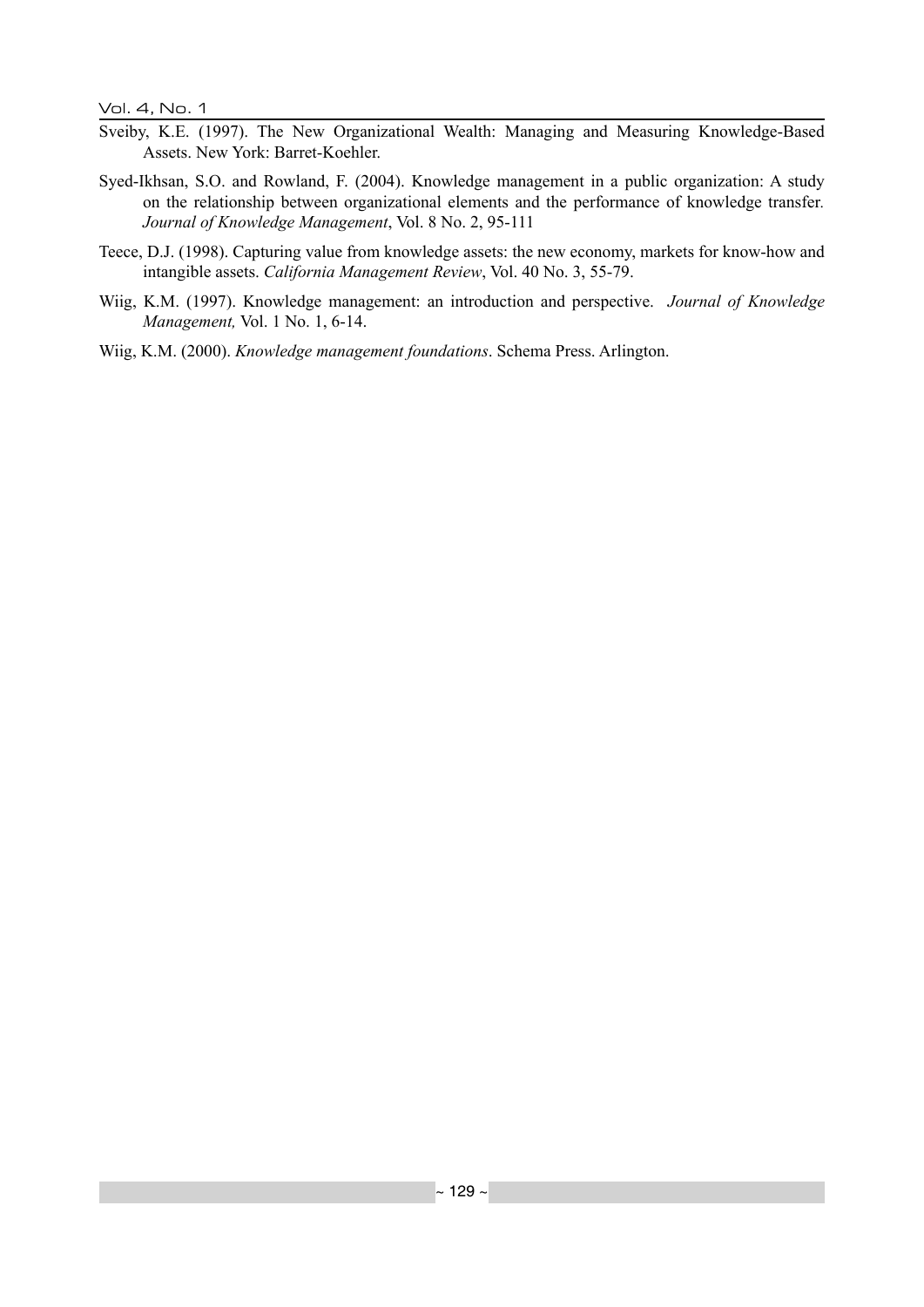Sveiby, K.E. (1997). The New Organizational Wealth: Managing and Measuring Knowledge-Based Assets. New York: Barret-Koehler.

Syed-Ikhsan, S.O. and Rowland, F. (2004). Knowledge management in a public organization: A study on the relationship between organizational elements and the performance of knowledge transfer. *Journal of Knowledge Management*, Vol. 8 No. 2, 95-111

Teece, D.J. (1998). Capturing value from knowledge assets: the new economy, markets for know-how and intangible assets. *California Management Review*, Vol. 40 No. 3, 55-79.

Wiig, K.M. (1997). Knowledge management: an introduction and perspective. *Journal of Knowledge Management,* Vol. 1 No. 1, 6-14.

Wiig, K.M. (2000). *Knowledge management foundations*. Schema Press. Arlington.